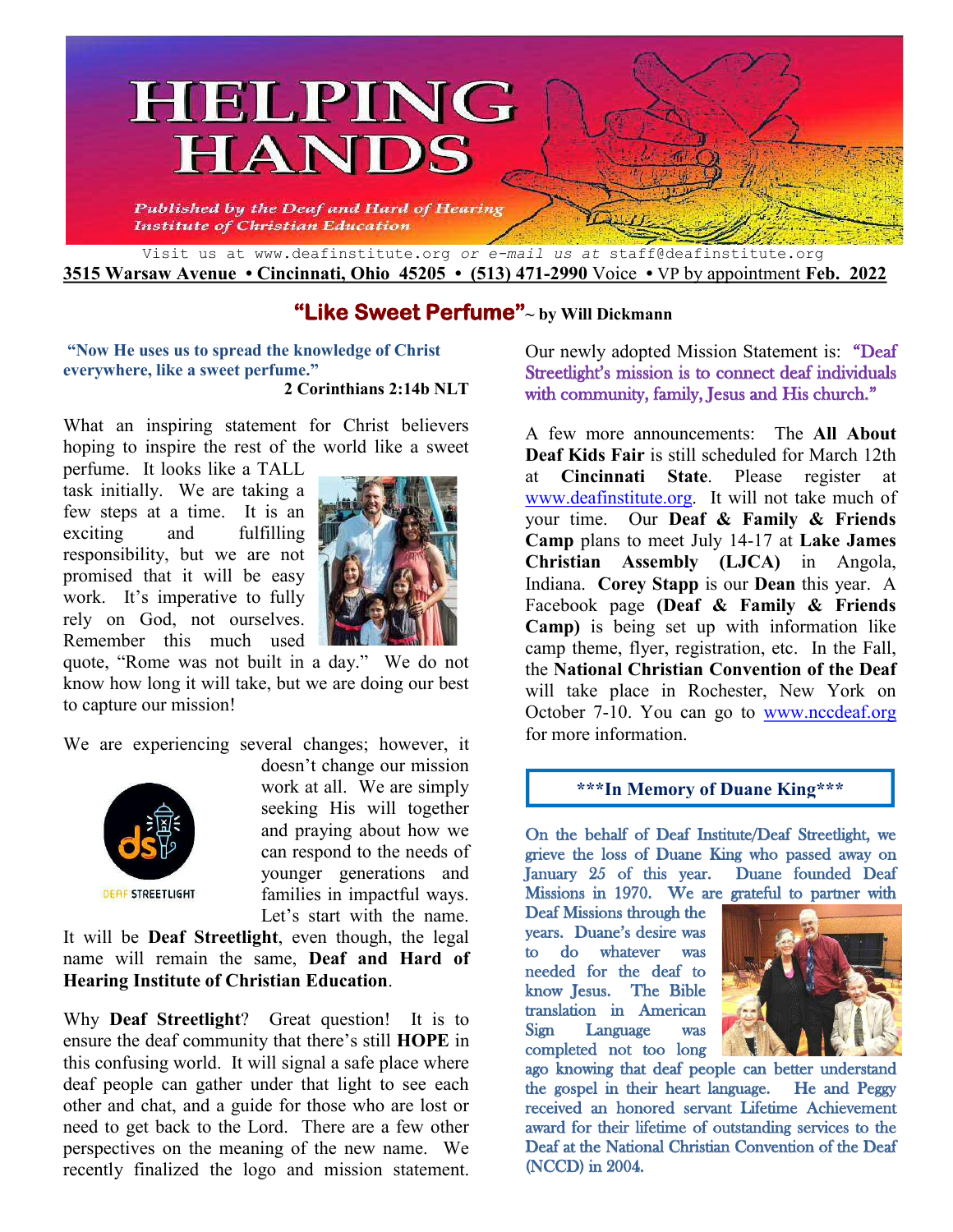# HELPING HANDS

*Published by the Deaf and Hard of Hearing Institute of Christian Education*

Visit us at www.deafinstitute.org *or e-mail us at* staff@deafinstitute.org

**3515 Warsaw Avenue • Cincinnati, Ohio 45205 • (513) 471-2990** Voice • VP by appointment **Feb. 2022**

## "Like Sweet Perfume" ~ by Will Dickmann

**"Now He uses us to spread the knowledge of Christ everywhere, like a sweet perfume."**
**2 Corinthians 2:14b NLT**

What an inspiring statement for Christ believers hoping to inspire the rest of the world like a sweet perfume. It looks like a TALL task initially. We are taking a few steps at a time. It is an exciting and fulfilling responsibility, but we are not promised that it will be easy work. It's imperative to fully rely on God, not ourselves. Remember this much used quote, "Rome was not built in a day." We do not know how long it will take, but we are doing our best to capture our mission!

We are experiencing several changes; however, it doesn't change our mission work at all. We are simply seeking His will together and praying about how we can respond to the needs of younger generations and families in impactful ways. Let's start with the name. It will be **Deaf Streetlight**, even though, the legal name will remain the same, **Deaf and Hard of Hearing Institute of Christian Education**.

DEAF STREETLIGHT

Why **Deaf Streetlight**? Great question! It is to ensure the deaf community that there's still **HOPE** in this confusing world. It will signal a safe place where deaf people can gather under that light to see each other and chat, and a guide for those who are lost or need to get back to the Lord. There are a few other perspectives on the meaning of the new name. We recently finalized the logo and mission statement. Our newly adopted Mission Statement is: "Deaf Streetlight's mission is to connect deaf individuals with community, family, Jesus and His church."

A few more announcements: The **All About Deaf Kids Fair** is still scheduled for March 12th at **Cincinnati State**. Please register at www.deafinstitute.org. It will not take much of your time. Our **Deaf & Family & Friends Camp** plans to meet July 14-17 at **Lake James Christian Assembly (LJCA)** in Angola, Indiana. **Corey Stapp** is our **Dean** this year. A Facebook page **(Deaf & Family & Friends Camp)** is being set up with information like camp theme, flyer, registration, etc. In the Fall, the **National Christian Convention of the Deaf** will take place in Rochester, New York on October 7-10. You can go to www.nccdeaf.org for more information.

### ***In Memory of Duane King***

On the behalf of Deaf Institute/Deaf Streetlight, we grieve the loss of Duane King who passed away on January 25 of this year. Duane founded Deaf Missions in 1970. We are grateful to partner with Deaf Missions through the years. Duane's desire was to do whatever was needed for the deaf to know Jesus. The Bible translation in American Sign Language was completed not too long ago knowing that deaf people can better understand the gospel in their heart language. He and Peggy received an honored servant Lifetime Achievement award for their lifetime of outstanding services to the Deaf at the National Christian Convention of the Deaf (NCCD) in 2004.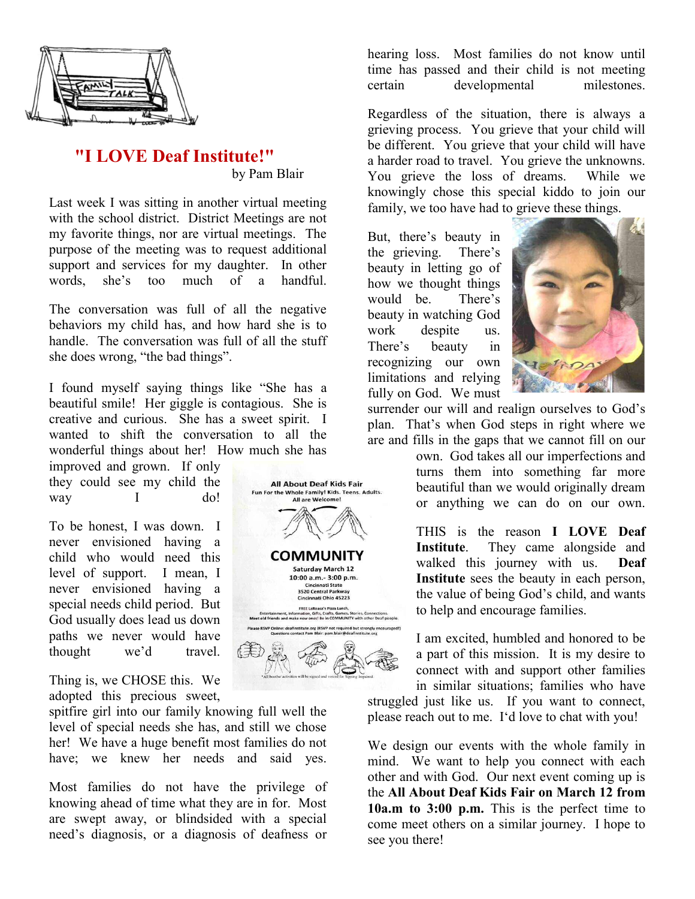# "I LOVE Deaf Institute!"

by Pam Blair

Last week I was sitting in another virtual meeting with the school district. District Meetings are not my favorite things, nor are virtual meetings. The purpose of the meeting was to request additional support and services for my daughter. In other words, she's too much of a handful.

The conversation was full of all the negative behaviors my child has, and how hard she is to handle. The conversation was full of all the stuff she does wrong, "the bad things".

I found myself saying things like "She has a beautiful smile! Her giggle is contagious. She is creative and curious. She has a sweet spirit. I wanted to shift the conversation to all the wonderful things about her! How much she has improved and grown. If only they could see my child the way I do!

To be honest, I was down. I never envisioned having a child who would need this level of support. I mean, I never envisioned having a special needs child period. But God usually does lead us down paths we never would have thought we'd travel.

Thing is, we CHOSE this. We adopted this precious sweet, spitfire girl into our family knowing full well the level of special needs she has, and still we chose her! We have a huge benefit most families do not have; we knew her needs and said yes.

Most families do not have the privilege of knowing ahead of time what they are in for. Most are swept away, or blindsided with a special need's diagnosis, or a diagnosis of deafness or hearing loss. Most families do not know until time has passed and their child is not meeting certain developmental milestones.

Regardless of the situation, there is always a grieving process. You grieve that your child will be different. You grieve that your child will have a harder road to travel. You grieve the unknowns. You grieve the loss of dreams. While we knowingly chose this special kiddo to join our family, we too have had to grieve these things.

But, there's beauty in the grieving. There's beauty in letting go of how we thought things would be. There's beauty in watching God work despite us. There's beauty in recognizing our own limitations and relying fully on God. We must surrender our will and realign ourselves to God's plan. That's when God steps in right where we are and fills in the gaps that we cannot fill on our own. God takes all our imperfections and turns them into something far more beautiful than we would originally dream or anything we can do on our own.

THIS is the reason **I LOVE Deaf Institute**. They came alongside and walked this journey with us. **Deaf Institute** sees the beauty in each person, the value of being God's child, and wants to help and encourage families.

I am excited, humbled and honored to be a part of this mission. It is my desire to connect with and support other families in similar situations; families who have struggled just like us. If you want to connect, please reach out to me. I'd love to chat with you!

We design our events with the whole family in mind. We want to help you connect with each other and with God. Our next event coming up is the **All About Deaf Kids Fair on March 12 from 10a.m to 3:00 p.m.** This is the perfect time to come meet others on a similar journey. I hope to see you there!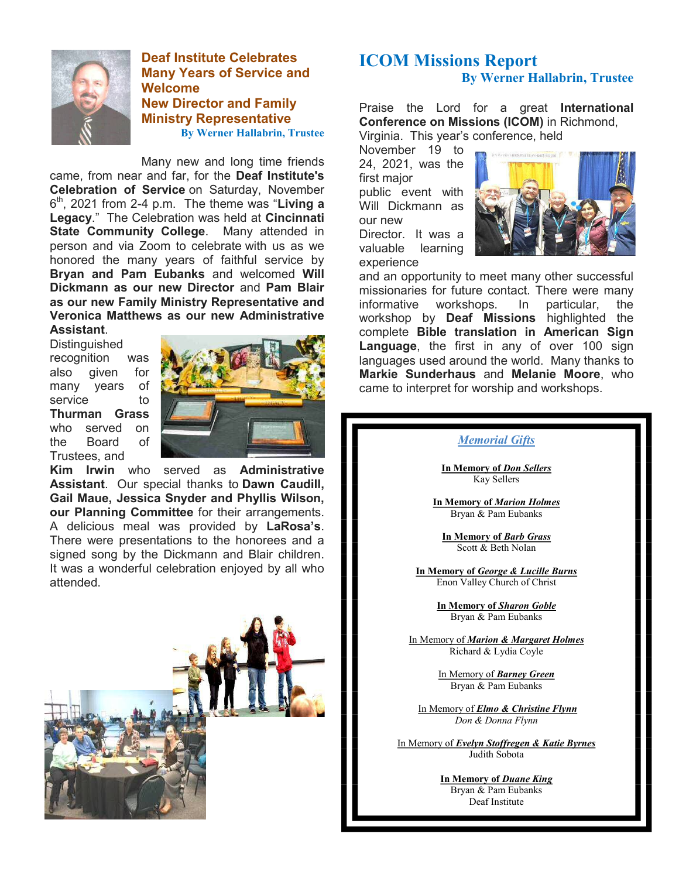## Deaf Institute Celebrates Many Years of Service and Welcome New Director and Family Ministry Representative

**By Werner Hallabrin, Trustee**

Many new and long time friends came, from near and far, for the **Deaf Institute's Celebration of Service** on Saturday, November 6th, 2021 from 2-4 p.m. The theme was "**Living a Legacy**." The Celebration was held at **Cincinnati State Community College**. Many attended in person and via Zoom to celebrate with us as we honored the many years of faithful service by **Bryan and Pam Eubanks** and welcomed **Will Dickmann as our new Director** and **Pam Blair as our new Family Ministry Representative and Veronica Matthews as our new Administrative Assistant**.

Distinguished recognition was also given for many years of service to **Thurman Grass** who served on the Board of Trustees, and **Kim Irwin** who served as **Administrative Assistant**. Our special thanks to **Dawn Caudill, Gail Maue, Jessica Snyder and Phyllis Wilson, our Planning Committee** for their arrangements. A delicious meal was provided by **LaRosa's**. There were presentations to the honorees and a signed song by the Dickmann and Blair children. It was a wonderful celebration enjoyed by all who attended.

## ICOM Missions Report

**By Werner Hallabrin, Trustee**

Praise the Lord for a great **International Conference on Missions (ICOM)** in Richmond, Virginia. This year's conference, held November 19 to 24, 2021, was the first major public event with Will Dickmann as our new Director. It was a valuable learning experience and an opportunity to meet many other successful missionaries for future contact. There were many informative workshops. In particular, the workshop by **Deaf Missions** highlighted the complete **Bible translation in American Sign Language**, the first in any of over 100 sign languages used around the world. Many thanks to **Markie Sunderhaus** and **Melanie Moore**, who came to interpret for worship and workshops.

### *Memorial Gifts*

**In Memory of *Don Sellers***
Kay Sellers

**In Memory of *Marion Holmes***
Bryan & Pam Eubanks

**In Memory of *Barb Grass***
Scott & Beth Nolan

**In Memory of *George & Lucille Burns***
Enon Valley Church of Christ

**In Memory of *Sharon Goble***
Bryan & Pam Eubanks

In Memory of ***Marion & Margaret Holmes***
Richard & Lydia Coyle

In Memory of ***Barney Green***
Bryan & Pam Eubanks

In Memory of ***Elmo & Christine Flynn***
*Don & Donna Flynn*

In Memory of ***Evelyn Stoffregen & Katie Byrnes***
Judith Sobota

**In Memory of *Duane King***
Bryan & Pam Eubanks
Deaf Institute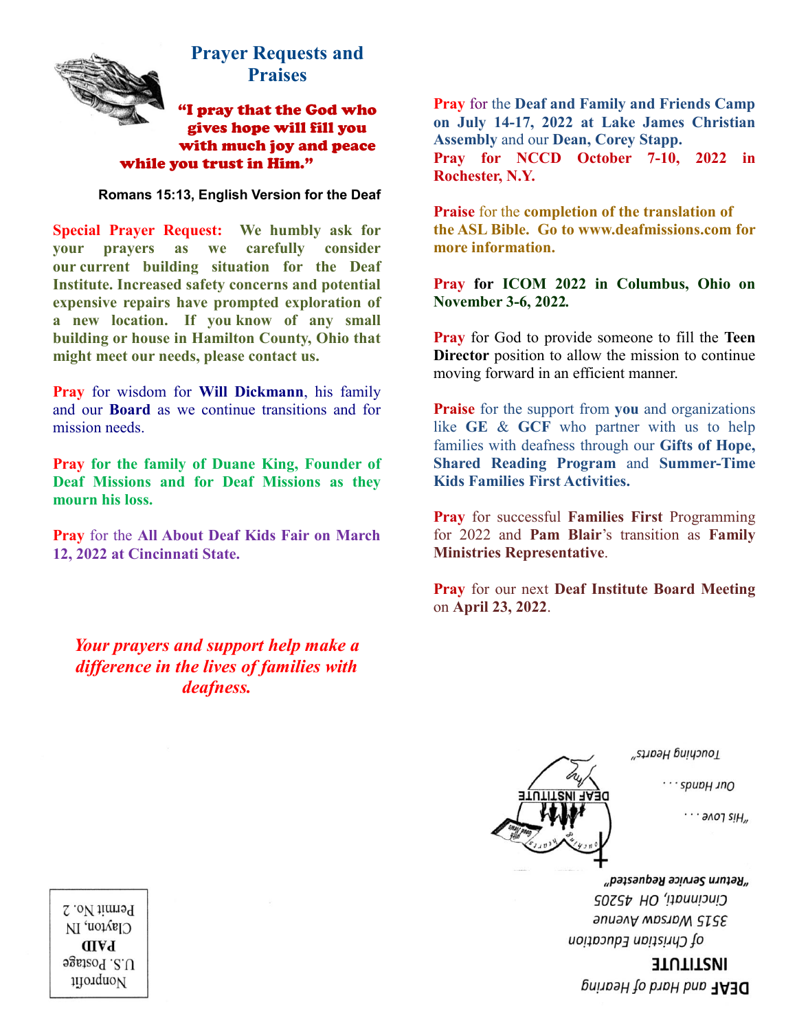## Prayer Requests and Praises

**"I pray that the God who gives hope will fill you with much joy and peace while you trust in Him."**

**Romans 15:13, English Version for the Deaf**

**Special Prayer Request: We humbly ask for your prayers as we carefully consider our current building situation for the Deaf Institute. Increased safety concerns and potential expensive repairs have prompted exploration of a new location. If you know of any small building or house in Hamilton County, Ohio that might meet our needs, please contact us.**

**Pray** for wisdom for **Will Dickmann**, his family and our **Board** as we continue transitions and for mission needs.

**Pray for the family of Duane King, Founder of Deaf Missions and for Deaf Missions as they mourn his loss.**

**Pray** for the **All About Deaf Kids Fair on March 12, 2022 at Cincinnati State.**

***Your prayers and support help make a difference in the lives of families with deafness.***

**Pray** for the **Deaf and Family and Friends Camp on July 14-17, 2022 at Lake James Christian Assembly** and our **Dean, Corey Stapp.**

**Pray for NCCD October 7-10, 2022 in Rochester, N.Y.**

**Praise** for the **completion of the translation of the ASL Bible. Go to www.deafmissions.com for more information.**

**Pray for ICOM 2022 in Columbus, Ohio on November 3-6, 2022.**

**Pray** for God to provide someone to fill the **Teen Director** position to allow the mission to continue moving forward in an efficient manner.

**Praise** for the support from **you** and organizations like **GE** & **GCF** who partner with us to help families with deafness through our **Gifts of Hope, Shared Reading Program** and **Summer-Time Kids Families First Activities.**

**Pray** for successful **Families First** Programming for 2022 and **Pam Blair**'s transition as **Family Ministries Representative**.

**Pray** for our next **Deaf Institute Board Meeting** on **April 23, 2022**.

"His Love . . .

Our Hands . . .

Touching Hearts"

DEAF INSTITUTE

**DEAF** *and Hard of Hearing*
**INSTITUTE**
*of Christian Education*
*3515 Warsaw Avenue*
*Cincinnati, OH 45205*

*"Return Service Requested"*

Nonprofit
U.S. Postage
PAID
Clayton, IN
Permit No. 2